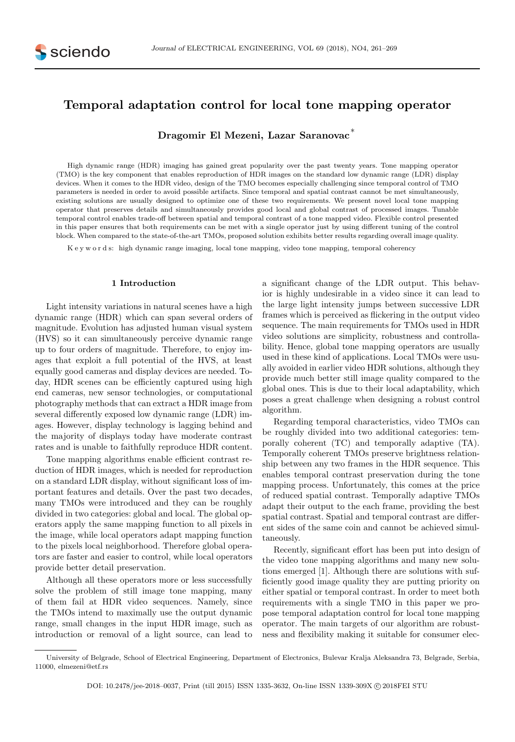# Temporal adaptation control for local tone mapping operator

**Dragomir El Mezeni, Lazar Saranovac** [*]

High dynamic range (HDR) imaging has gained great popularity over the past twenty years. Tone mapping operator (TMO) is the key component that enables reproduction of HDR images on the standard low dynamic range (LDR) display devices. When it comes to the HDR video, design of the TMO becomes especially challenging since temporal control of TMO parameters is needed in order to avoid possible artifacts. Since temporal and spatial contrast cannot be met simultaneously, existing solutions are usually designed to optimize one of these two requirements. We present novel local tone mapping operator that preserves details and simultaneously provides good local and global contrast of processed images. Tunable temporal control enables trade-off between spatial and temporal contrast of a tone mapped video. Flexible control presented in this paper ensures that both requirements can be met with a single operator just by using different tuning of the control block. When compared to the state-of-the-art TMOs, proposed solution exhibits better results regarding overall image quality.

K e y w o r d s: high dynamic range imaging, local tone mapping, video tone mapping, temporal coherency

## 1 Introduction

Light intensity variations in natural scenes have a high dynamic range (HDR) which can span several orders of magnitude. Evolution has adjusted human visual system (HVS) so it can simultaneously perceive dynamic range up to four orders of magnitude. Therefore, to enjoy images that exploit a full potential of the HVS, at least equally good cameras and display devices are needed. Today, HDR scenes can be efficiently captured using high end cameras, new sensor technologies, or computational photography methods that can extract a HDR image from several differently exposed low dynamic range (LDR) images. However, display technology is lagging behind and the majority of displays today have moderate contrast rates and is unable to faithfully reproduce HDR content.

Tone mapping algorithms enable efficient contrast reduction of HDR images, which is needed for reproduction on a standard LDR display, without significant loss of important features and details. Over the past two decades, many TMOs were introduced and they can be roughly divided in two categories: global and local. The global operators apply the same mapping function to all pixels in the image, while local operators adapt mapping function to the pixels local neighborhood. Therefore global operators are faster and easier to control, while local operators provide better detail preservation.

Although all these operators more or less successfully solve the problem of still image tone mapping, many of them fail at HDR video sequences. Namely, since the TMOs intend to maximally use the output dynamic range, small changes in the input HDR image, such as introduction or removal of a light source, can lead to a significant change of the LDR output. This behavior is highly undesirable in a video since it can lead to the large light intensity jumps between successive LDR frames which is perceived as flickering in the output video sequence. The main requirements for TMOs used in HDR video solutions are simplicity, robustness and controllability. Hence, global tone mapping operators are usually used in these kind of applications. Local TMOs were usually avoided in earlier video HDR solutions, although they provide much better still image quality compared to the global ones. This is due to their local adaptability, which poses a great challenge when designing a robust control algorithm.

Regarding temporal characteristics, video TMOs can be roughly divided into two additional categories: temporally coherent (TC) and temporally adaptive (TA). Temporally coherent TMOs preserve brightness relationship between any two frames in the HDR sequence. This enables temporal contrast preservation during the tone mapping process. Unfortunately, this comes at the price of reduced spatial contrast. Temporally adaptive TMOs adapt their output to the each frame, providing the best spatial contrast. Spatial and temporal contrast are different sides of the same coin and cannot be achieved simultaneously.

Recently, significant effort has been put into design of the video tone mapping algorithms and many new solutions emerged [1]. Although there are solutions with sufficiently good image quality they are putting priority on either spatial or temporal contrast. In order to meet both requirements with a single TMO in this paper we propose temporal adaptation control for local tone mapping operator. The main targets of our algorithm are robustness and flexibility making it suitable for consumer elec-

---

University of Belgrade, School of Electrical Engineering, Department of Electronics, Bulevar Kralja Aleksandra 73, Belgrade, Serbia, 11000, elmezeni@etf.rs

DOI: 10.2478/jee-2018–0037, Print (till 2015) ISSN 1335-3632, On-line ISSN 1339-309X © 2018FEI STU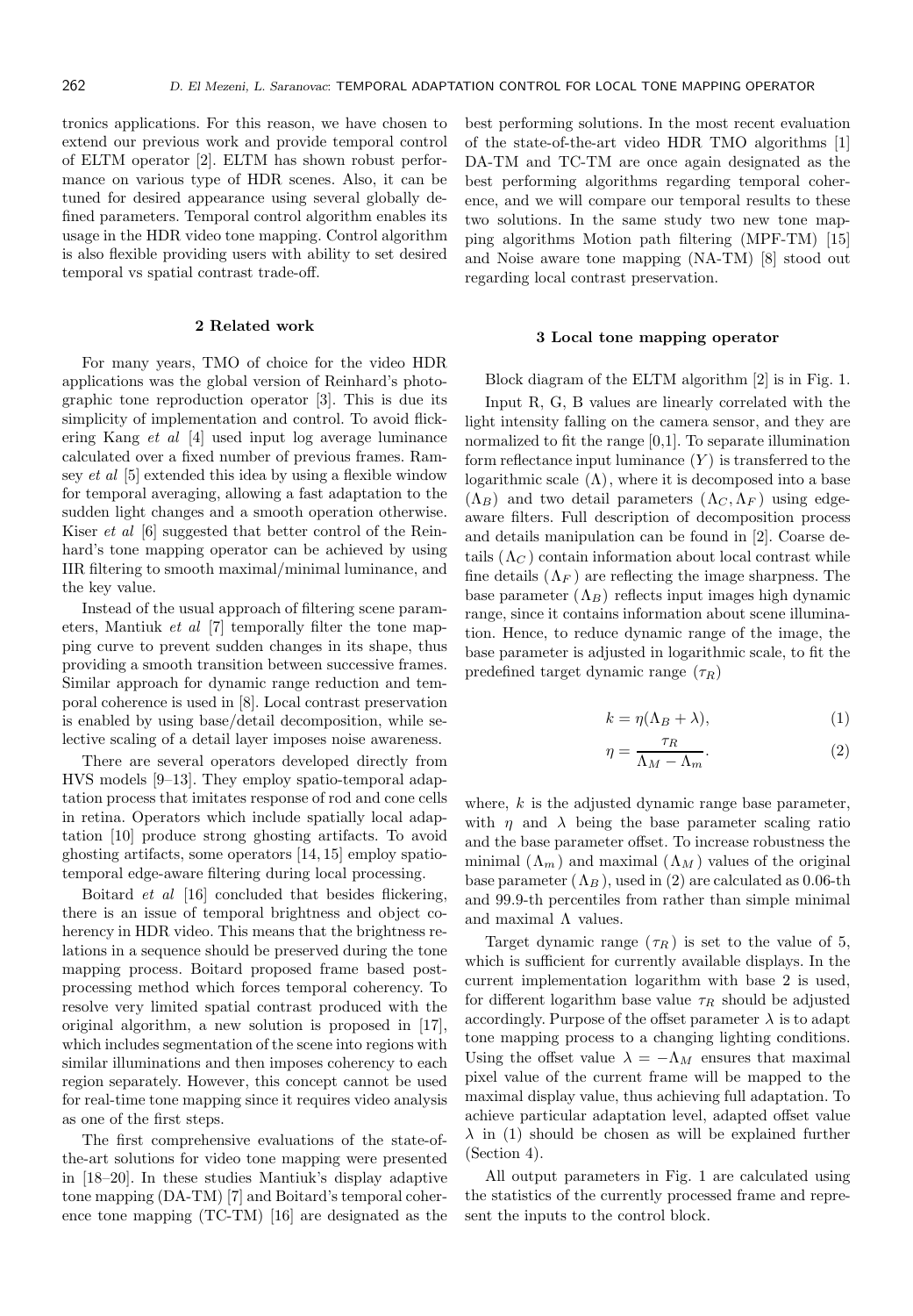tronics applications. For this reason, we have chosen to extend our previous work and provide temporal control of ELTM operator [2]. ELTM has shown robust performance on various type of HDR scenes. Also, it can be tuned for desired appearance using several globally defined parameters. Temporal control algorithm enables its usage in the HDR video tone mapping. Control algorithm is also flexible providing users with ability to set desired temporal vs spatial contrast trade-off.

## 2 Related work

For many years, TMO of choice for the video HDR applications was the global version of Reinhard's photographic tone reproduction operator [3]. This is due its simplicity of implementation and control. To avoid flickering Kang *et al* [4] used input log average luminance calculated over a fixed number of previous frames. Ramsey *et al* [5] extended this idea by using a flexible window for temporal averaging, allowing a fast adaptation to the sudden light changes and a smooth operation otherwise. Kiser *et al* [6] suggested that better control of the Reinhard's tone mapping operator can be achieved by using IIR filtering to smooth maximal/minimal luminance, and the key value.

Instead of the usual approach of filtering scene parameters, Mantiuk *et al* [7] temporally filter the tone mapping curve to prevent sudden changes in its shape, thus providing a smooth transition between successive frames. Similar approach for dynamic range reduction and temporal coherence is used in [8]. Local contrast preservation is enabled by using base/detail decomposition, while selective scaling of a detail layer imposes noise awareness.

There are several operators developed directly from HVS models [9–13]. They employ spatio-temporal adaptation process that imitates response of rod and cone cells in retina. Operators which include spatially local adaptation [10] produce strong ghosting artifacts. To avoid ghosting artifacts, some operators [14, 15] employ spatio-temporal edge-aware filtering during local processing.

Boitard *et al* [16] concluded that besides flickering, there is an issue of temporal brightness and object coherency in HDR video. This means that the brightness relations in a sequence should be preserved during the tone mapping process. Boitard proposed frame based post-processing method which forces temporal coherency. To resolve very limited spatial contrast produced with the original algorithm, a new solution is proposed in [17], which includes segmentation of the scene into regions with similar illuminations and then imposes coherency to each region separately. However, this concept cannot be used for real-time tone mapping since it requires video analysis as one of the first steps.

The first comprehensive evaluations of the state-of-the-art solutions for video tone mapping were presented in [18–20]. In these studies Mantiuk's display adaptive tone mapping (DA-TM) [7] and Boitard's temporal coherence tone mapping (TC-TM) [16] are designated as the best performing solutions. In the most recent evaluation of the state-of-the-art video HDR TMO algorithms [1] DA-TM and TC-TM are once again designated as the best performing algorithms regarding temporal coherence, and we will compare our temporal results to these two solutions. In the same study two new tone mapping algorithms Motion path filtering (MPF-TM) [15] and Noise aware tone mapping (NA-TM) [8] stood out regarding local contrast preservation.

## 3 Local tone mapping operator

Block diagram of the ELTM algorithm [2] is in Fig. 1.

Input R, G, B values are linearly correlated with the light intensity falling on the camera sensor, and they are normalized to fit the range [0,1]. To separate illumination form reflectance input luminance ($Y$) is transferred to the logarithmic scale ($\Lambda$), where it is decomposed into a base ($\Lambda_B$) and two detail parameters ($\Lambda_C, \Lambda_F$) using edge-aware filters. Full description of decomposition process and details manipulation can be found in [2]. Coarse details ($\Lambda_C$) contain information about local contrast while fine details ($\Lambda_F$) are reflecting the image sharpness. The base parameter ($\Lambda_B$) reflects input images high dynamic range, since it contains information about scene illumination. Hence, to reduce dynamic range of the image, the base parameter is adjusted in logarithmic scale, to fit the predefined target dynamic range ($\tau_R$)

$$k = \eta(\Lambda_B + \lambda), \tag{1}$$

$$\eta = \frac{\tau_R}{\Lambda_M - \Lambda_m}. \tag{2}$$

where, $k$ is the adjusted dynamic range base parameter, with $\eta$ and $\lambda$ being the base parameter scaling ratio and the base parameter offset. To increase robustness the minimal ($\Lambda_m$) and maximal ($\Lambda_M$) values of the original base parameter ($\Lambda_B$), used in (2) are calculated as 0.06-th and 99.9-th percentiles from rather than simple minimal and maximal $\Lambda$ values.

Target dynamic range ($\tau_R$) is set to the value of 5, which is sufficient for currently available displays. In the current implementation logarithm with base 2 is used, for different logarithm base value $\tau_R$ should be adjusted accordingly. Purpose of the offset parameter $\lambda$ is to adapt tone mapping process to a changing lighting conditions. Using the offset value $\lambda = -\Lambda_M$ ensures that maximal pixel value of the current frame will be mapped to the maximal display value, thus achieving full adaptation. To achieve particular adaptation level, adapted offset value $\lambda$ in (1) should be chosen as will be explained further (Section 4).

All output parameters in Fig. 1 are calculated using the statistics of the currently processed frame and represent the inputs to the control block.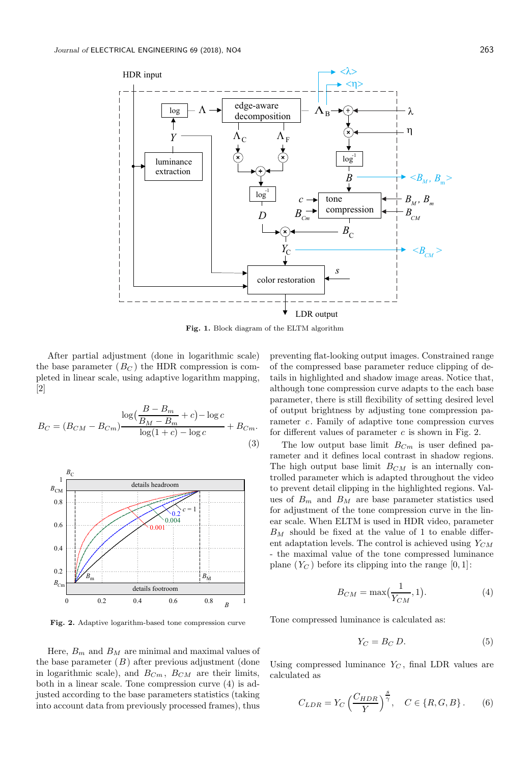Fig. 1. Block diagram of the ELTM algorithm

After partial adjustment (done in logarithmic scale) the base parameter ($B_C$) the HDR compression is completed in linear scale, using adaptive logarithm mapping, [2]

$$B_C = (B_{CM} - B_{Cm}) \frac{\log\left(\dfrac{B - B_m}{B_M - B_m} + c\right) - \log c}{\log(1 + c) - \log c} + B_{Cm}. \tag{3}$$

Fig. 2. Adaptive logarithm-based tone compression curve

Here, $B_m$ and $B_M$ are minimal and maximal values of the base parameter ($B$) after previous adjustment (done in logarithmic scale), and $B_{Cm}$, $B_{CM}$ are their limits, both in a linear scale. Tone compression curve (4) is adjusted according to the base parameters statistics (taking into account data from previously processed frames), thus preventing flat-looking output images. Constrained range of the compressed base parameter reduce clipping of details in highlighted and shadow image areas. Notice that, although tone compression curve adapts to the each base parameter, there is still flexibility of setting desired level of output brightness by adjusting tone compression parameter $c$. Family of adaptive tone compression curves for different values of parameter $c$ is shown in Fig. 2.

The low output base limit $B_{Cm}$ is user defined parameter and it defines local contrast in shadow regions. The high output base limit $B_{CM}$ is an internally controlled parameter which is adapted throughout the video to prevent detail clipping in the highlighted regions. Values of $B_m$ and $B_M$ are base parameter statistics used for adjustment of the tone compression curve in the linear scale. When ELTM is used in HDR video, parameter $B_M$ should be fixed at the value of 1 to enable different adaptation levels. The control is achieved using $Y_{CM}$ - the maximal value of the tone compressed luminance plane ($Y_C$) before its clipping into the range $[0, 1]$:

$$B_{CM} = \max\left(\frac{1}{Y_{CM}}, 1\right). \tag{4}$$

Tone compressed luminance is calculated as:

$$Y_C = B_C\, D. \tag{5}$$

Using compressed luminance $Y_C$, final LDR values are calculated as

$$C_{LDR} = Y_C \left(\frac{C_{HDR}}{Y}\right)^{\frac{s}{\gamma}}, \quad C \in \{R, G, B\}. \tag{6}$$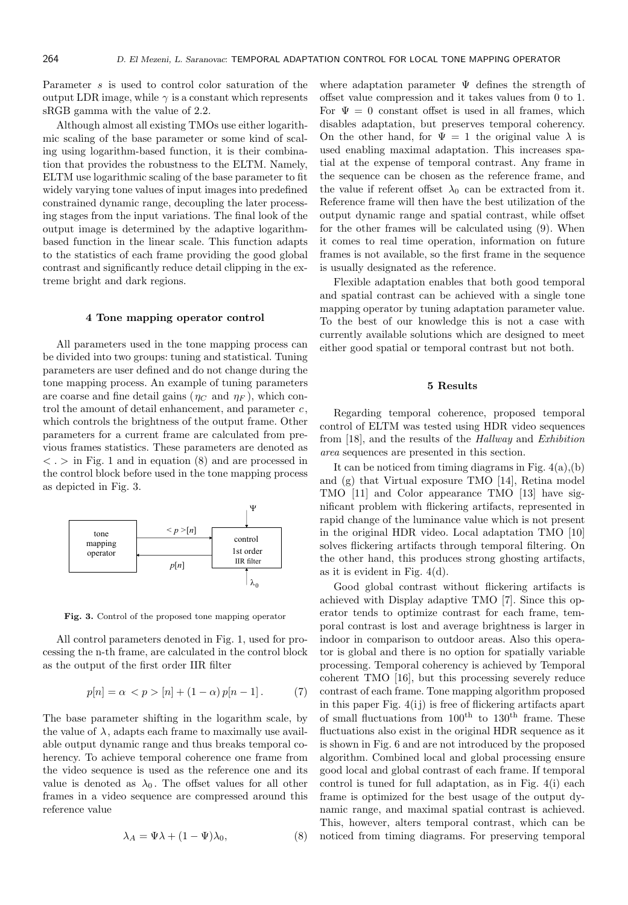Parameter $s$ is used to control color saturation of the output LDR image, while $\gamma$ is a constant which represents sRGB gamma with the value of 2.2.

Although almost all existing TMOs use either logarithmic scaling of the base parameter or some kind of scaling using logarithm-based function, it is their combination that provides the robustness to the ELTM. Namely, ELTM use logarithmic scaling of the base parameter to fit widely varying tone values of input images into predefined constrained dynamic range, decoupling the later processing stages from the input variations. The final look of the output image is determined by the adaptive logarithm-based function in the linear scale. This function adapts to the statistics of each frame providing the good global contrast and significantly reduce detail clipping in the extreme bright and dark regions.

## 4 Tone mapping operator control

All parameters used in the tone mapping process can be divided into two groups: tuning and statistical. Tuning parameters are user defined and do not change during the tone mapping process. An example of tuning parameters are coarse and fine detail gains ($\eta_C$ and $\eta_F$), which control the amount of detail enhancement, and parameter $c$, which controls the brightness of the output frame. Other parameters for a current frame are calculated from previous frames statistics. These parameters are denoted as $< . >$ in Fig. 1 and in equation (8) and are processed in the control block before used in the tone mapping process as depicted in Fig. 3.

**Fig. 3.** Control of the proposed tone mapping operator

All control parameters denoted in Fig. 1, used for processing the n-th frame, are calculated in the control block as the output of the first order IIR filter

$$p[n] = \alpha < p > [n] + (1 - \alpha)\, p[n-1]\,. \tag{7}$$

The base parameter shifting in the logarithm scale, by the value of $\lambda$, adapts each frame to maximally use available output dynamic range and thus breaks temporal coherency. To achieve temporal coherence one frame from the video sequence is used as the reference one and its value is denoted as $\lambda_0$. The offset values for all other frames in a video sequence are compressed around this reference value

$$\lambda_A = \Psi\lambda + (1 - \Psi)\lambda_0, \tag{8}$$

where adaptation parameter $\Psi$ defines the strength of offset value compression and it takes values from 0 to 1. For $\Psi = 0$ constant offset is used in all frames, which disables adaptation, but preserves temporal coherency. On the other hand, for $\Psi = 1$ the original value $\lambda$ is used enabling maximal adaptation. This increases spatial at the expense of temporal contrast. Any frame in the sequence can be chosen as the reference frame, and the value if referent offset $\lambda_0$ can be extracted from it. Reference frame will then have the best utilization of the output dynamic range and spatial contrast, while offset for the other frames will be calculated using (9). When it comes to real time operation, information on future frames is not available, so the first frame in the sequence is usually designated as the reference.

Flexible adaptation enables that both good temporal and spatial contrast can be achieved with a single tone mapping operator by tuning adaptation parameter value. To the best of our knowledge this is not a case with currently available solutions which are designed to meet either good spatial or temporal contrast but not both.

## 5 Results

Regarding temporal coherence, proposed temporal control of ELTM was tested using HDR video sequences from [18], and the results of the *Hallway* and *Exhibition area* sequences are presented in this section.

It can be noticed from timing diagrams in Fig. 4(a),(b) and (g) that Virtual exposure TMO [14], Retina model TMO [11] and Color appearance TMO [13] have significant problem with flickering artifacts, represented in rapid change of the luminance value which is not present in the original HDR video. Local adaptation TMO [10] solves flickering artifacts through temporal filtering. On the other hand, this produces strong ghosting artifacts, as it is evident in Fig. 4(d).

Good global contrast without flickering artifacts is achieved with Display adaptive TMO [7]. Since this operator tends to optimize contrast for each frame, temporal contrast is lost and average brightness is larger in indoor in comparison to outdoor areas. Also this operator is global and there is no option for spatially variable processing. Temporal coherency is achieved by Temporal coherent TMO [16], but this processing severely reduce contrast of each frame. Tone mapping algorithm proposed in this paper Fig. 4(i j) is free of flickering artifacts apart of small fluctuations from $100^{\text{th}}$ to $130^{\text{th}}$ frame. These fluctuations also exist in the original HDR sequence as it is shown in Fig. 6 and are not introduced by the proposed algorithm. Combined local and global processing ensure good local and global contrast of each frame. If temporal control is tuned for full adaptation, as in Fig. 4(i) each frame is optimized for the best usage of the output dynamic range, and maximal spatial contrast is achieved. This, however, alters temporal contrast, which can be noticed from timing diagrams. For preserving temporal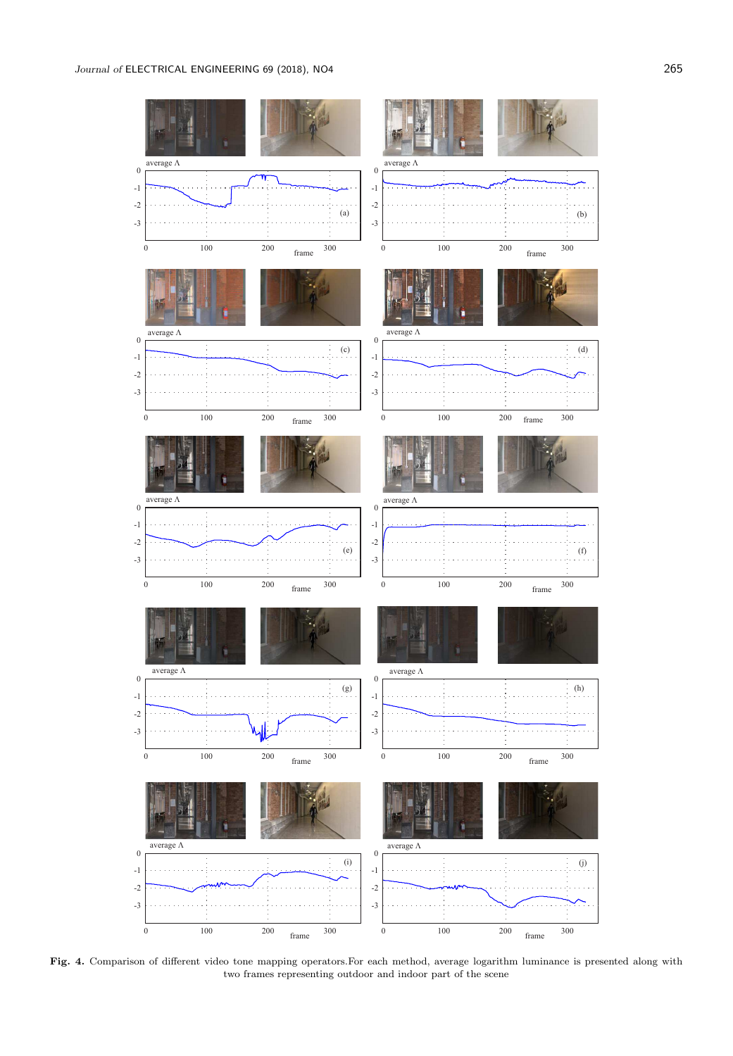**Fig. 4.** Comparison of different video tone mapping operators.For each method, average logarithm luminance is presented along with two frames representing outdoor and indoor part of the scene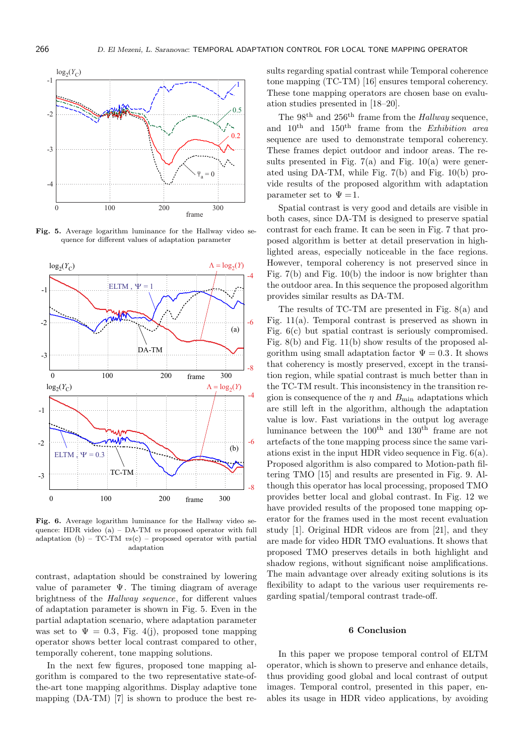**Fig. 5.** Average logarithm luminance for the Hallway video sequence for different values of adaptation parameter

**Fig. 6.** Average logarithm luminance for the Hallway video sequence: HDR video (a) – DA-TM *vs* proposed operator with full adaptation (b) – TC-TM *vs*(c) – proposed operator with partial adaptation

contrast, adaptation should be constrained by lowering value of parameter $\Psi$. The timing diagram of average brightness of the *Hallway sequence*, for different values of adaptation parameter is shown in Fig. 5. Even in the partial adaptation scenario, where adaptation parameter was set to $\Psi = 0.3$, Fig. 4(j), proposed tone mapping operator shows better local contrast compared to other, temporally coherent, tone mapping solutions.

In the next few figures, proposed tone mapping algorithm is compared to the two representative state-of-the-art tone mapping algorithms. Display adaptive tone mapping (DA-TM) [7] is shown to produce the best results regarding spatial contrast while Temporal coherence tone mapping (TC-TM) [16] ensures temporal coherency. These tone mapping operators are chosen base on evaluation studies presented in [18–20].

The 98th and 256th frame from the *Hallway* sequence, and 10th and 150th frame from the *Exhibition area* sequence are used to demonstrate temporal coherency. These frames depict outdoor and indoor areas. The results presented in Fig. 7(a) and Fig. 10(a) were generated using DA-TM, while Fig. 7(b) and Fig. 10(b) provide results of the proposed algorithm with adaptation parameter set to $\Psi = 1$.

Spatial contrast is very good and details are visible in both cases, since DA-TM is designed to preserve spatial contrast for each frame. It can be seen in Fig. 7 that proposed algorithm is better at detail preservation in highlighted areas, especially noticeable in the face regions. However, temporal coherency is not preserved since in Fig. 7(b) and Fig. 10(b) the indoor is now brighter than the outdoor area. In this sequence the proposed algorithm provides similar results as DA-TM.

The results of TC-TM are presented in Fig. 8(a) and Fig. 11(a). Temporal contrast is preserved as shown in Fig. 6(c) but spatial contrast is seriously compromised. Fig. 8(b) and Fig. 11(b) show results of the proposed algorithm using small adaptation factor $\Psi = 0.3$. It shows that coherency is mostly preserved, except in the transition region, while spatial contrast is much better than in the TC-TM result. This inconsistency in the transition region is consequence of the $\eta$ and $B_{\min}$ adaptations which are still left in the algorithm, although the adaptation value is low. Fast variations in the output log average luminance between the 100th and 130th frame are not artefacts of the tone mapping process since the same variations exist in the input HDR video sequence in Fig. 6(a). Proposed algorithm is also compared to Motion-path filtering TMO [15] and results are presented in Fig. 9. Although this operator has local processing, proposed TMO provides better local and global contrast. In Fig. 12 we have provided results of the proposed tone mapping operator for the frames used in the most recent evaluation study [1]. Original HDR videos are from [21], and they are made for video HDR TMO evaluations. It shows that proposed TMO preserves details in both highlight and shadow regions, without significant noise amplifications. The main advantage over already exiting solutions is its flexibility to adapt to the various user requirements regarding spatial/temporal contrast trade-off.

## 6 Conclusion

In this paper we propose temporal control of ELTM operator, which is shown to preserve and enhance details, thus providing good global and local contrast of output images. Temporal control, presented in this paper, enables its usage in HDR video applications, by avoiding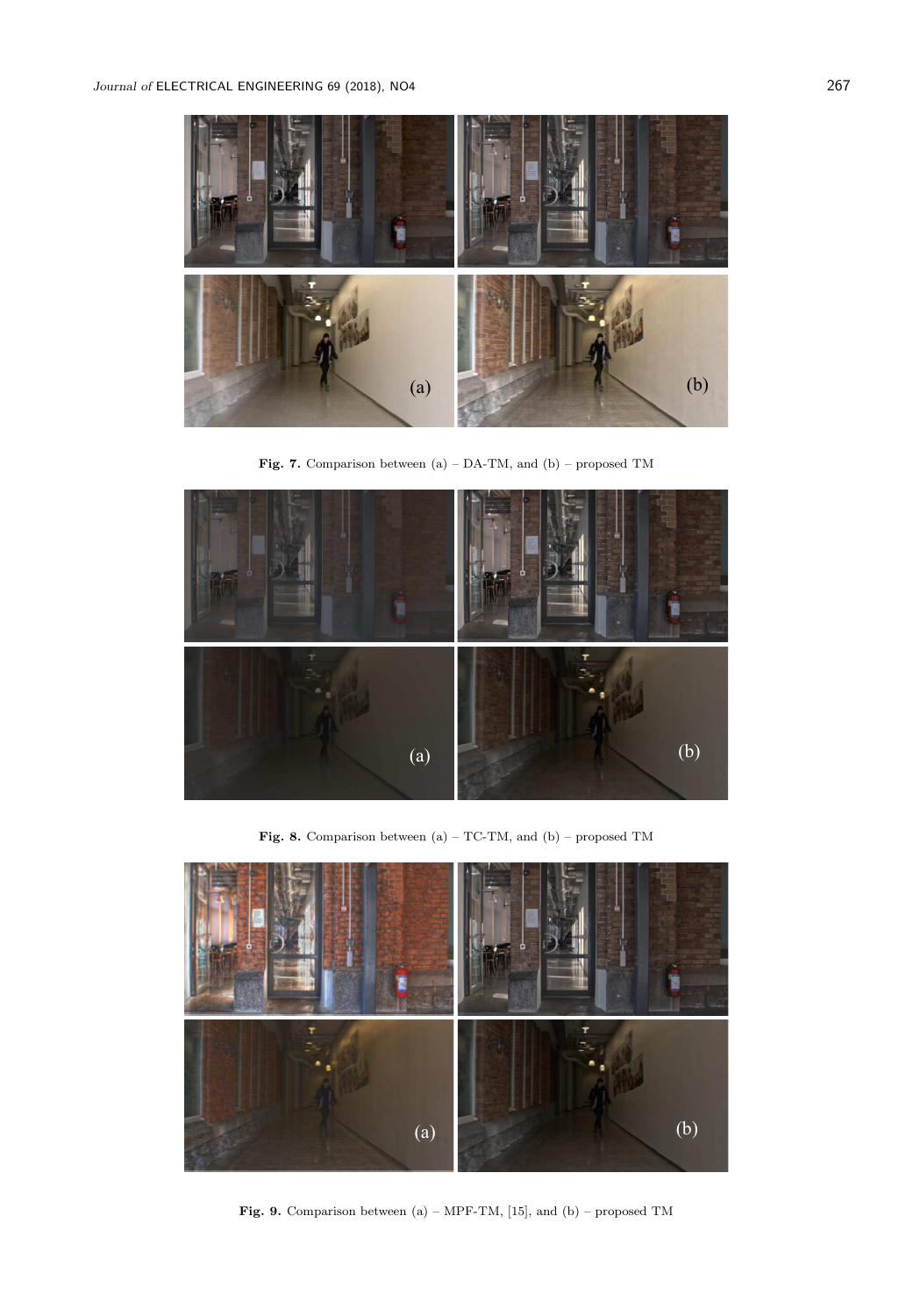**Fig. 7.** Comparison between (a) – DA-TM, and (b) – proposed TM

**Fig. 8.** Comparison between (a) – TC-TM, and (b) – proposed TM

**Fig. 9.** Comparison between (a) – MPF-TM, [15], and (b) – proposed TM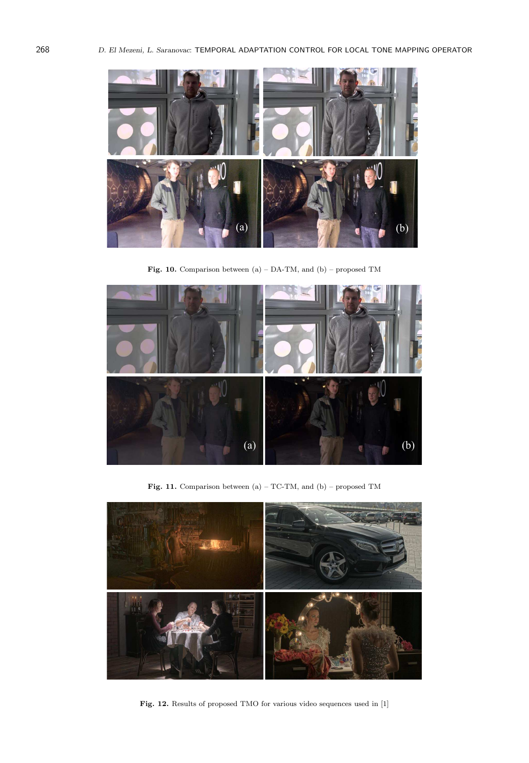**Fig. 10.** Comparison between (a) – DA-TM, and (b) – proposed TM

**Fig. 11.** Comparison between (a) – TC-TM, and (b) – proposed TM

**Fig. 12.** Results of proposed TMO for various video sequences used in [1]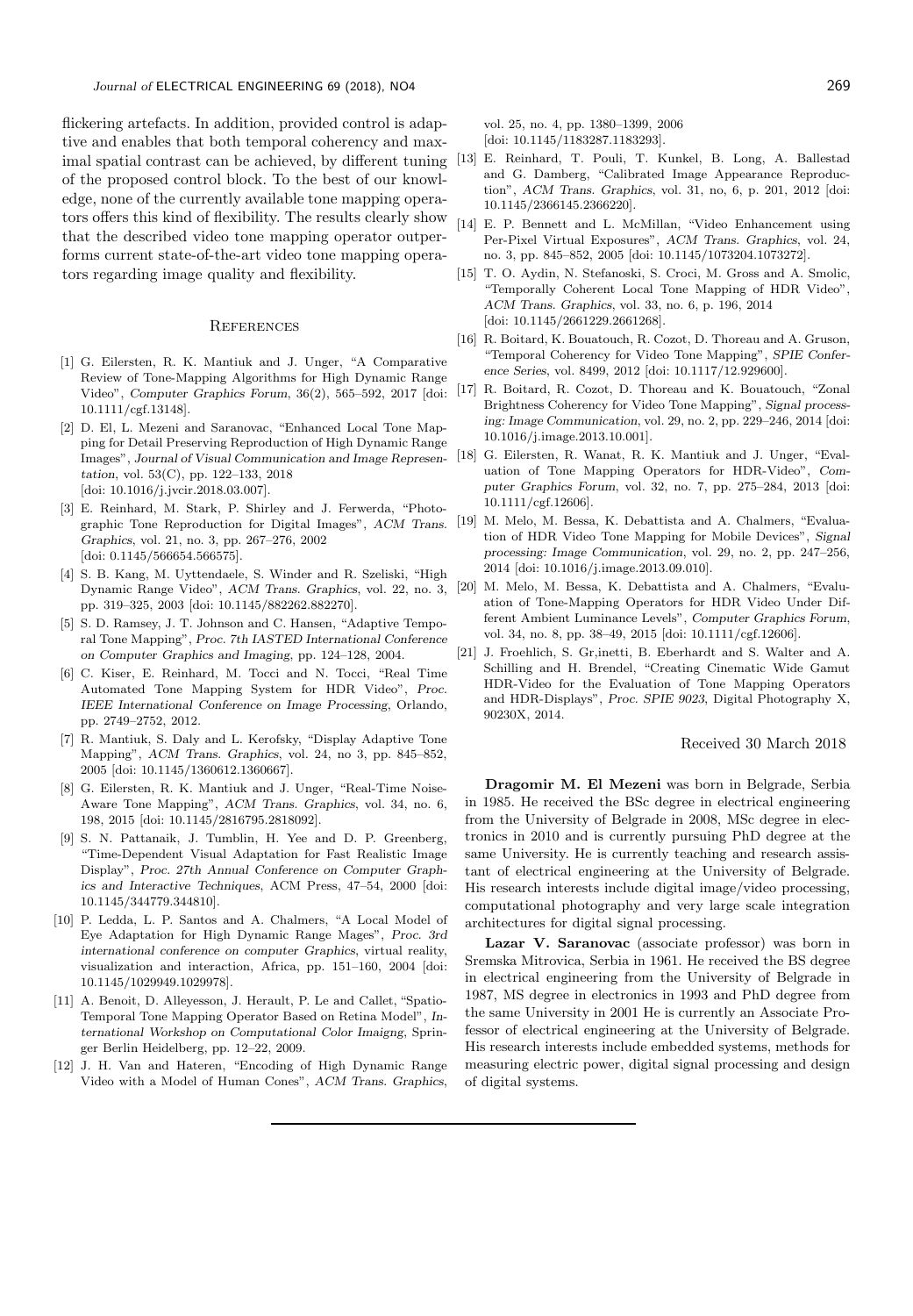flickering artefacts. In addition, provided control is adaptive and enables that both temporal coherency and maximal spatial contrast can be achieved, by different tuning of the proposed control block. To the best of our knowledge, none of the currently available tone mapping operators offers this kind of flexibility. The results clearly show that the described video tone mapping operator outperforms current state-of-the-art video tone mapping operators regarding image quality and flexibility.

## References

[1] G. Eilersten, R. K. Mantiuk and J. Unger, "A Comparative Review of Tone-Mapping Algorithms for High Dynamic Range Video", *Computer Graphics Forum*, 36(2), 565–592, 2017 [doi: 10.1111/cgf.13148].

[2] D. El, L. Mezeni and Saranovac, "Enhanced Local Tone Mapping for Detail Preserving Reproduction of High Dynamic Range Images", *Journal of Visual Communication and Image Representation*, vol. 53(C), pp. 122–133, 2018 [doi: 10.1016/j.jvcir.2018.03.007].

[3] E. Reinhard, M. Stark, P. Shirley and J. Ferwerda, "Photographic Tone Reproduction for Digital Images", *ACM Trans. Graphics*, vol. 21, no. 3, pp. 267–276, 2002 [doi: 0.1145/566654.566575].

[4] S. B. Kang, M. Uyttendaele, S. Winder and R. Szeliski, "High Dynamic Range Video", *ACM Trans. Graphics*, vol. 22, no. 3, pp. 319–325, 2003 [doi: 10.1145/882262.882270].

[5] S. D. Ramsey, J. T. Johnson and C. Hansen, "Adaptive Temporal Tone Mapping", *Proc. 7th IASTED International Conference on Computer Graphics and Imaging*, pp. 124–128, 2004.

[6] C. Kiser, E. Reinhard, M. Tocci and N. Tocci, "Real Time Automated Tone Mapping System for HDR Video", *Proc. IEEE International Conference on Image Processing*, Orlando, pp. 2749–2752, 2012.

[7] R. Mantiuk, S. Daly and L. Kerofsky, "Display Adaptive Tone Mapping", *ACM Trans. Graphics*, vol. 24, no 3, pp. 845–852, 2005 [doi: 10.1145/1360612.1360667].

[8] G. Eilersten, R. K. Mantiuk and J. Unger, "Real-Time Noise-Aware Tone Mapping", *ACM Trans. Graphics*, vol. 34, no. 6, 198, 2015 [doi: 10.1145/2816795.2818092].

[9] S. N. Pattanaik, J. Tumblin, H. Yee and D. P. Greenberg, "Time-Dependent Visual Adaptation for Fast Realistic Image Display", *Proc. 27th Annual Conference on Computer Graphics and Interactive Techniques*, ACM Press, 47–54, 2000 [doi: 10.1145/344779.344810].

[10] P. Ledda, L. P. Santos and A. Chalmers, "A Local Model of Eye Adaptation for High Dynamic Range Mages", *Proc. 3rd international conference on computer Graphics*, virtual reality, visualization and interaction, Africa, pp. 151–160, 2004 [doi: 10.1145/1029949.1029978].

[11] A. Benoit, D. Alleyesson, J. Herault, P. Le and Callet, "Spatio-Temporal Tone Mapping Operator Based on Retina Model", *International Workshop on Computational Color Imaigng*, Springer Berlin Heidelberg, pp. 12–22, 2009.

[12] J. H. Van and Hateren, "Encoding of High Dynamic Range Video with a Model of Human Cones", *ACM Trans. Graphics*, vol. 25, no. 4, pp. 1380–1399, 2006 [doi: 10.1145/1183287.1183293].

[13] E. Reinhard, T. Pouli, T. Kunkel, B. Long, A. Ballestad and G. Damberg, "Calibrated Image Appearance Reproduction", *ACM Trans. Graphics*, vol. 31, no, 6, p. 201, 2012 [doi: 10.1145/2366145.2366220].

[14] E. P. Bennett and L. McMillan, "Video Enhancement using Per-Pixel Virtual Exposures", *ACM Trans. Graphics*, vol. 24, no. 3, pp. 845–852, 2005 [doi: 10.1145/1073204.1073272].

[15] T. O. Aydin, N. Stefanoski, S. Croci, M. Gross and A. Smolic, "Temporally Coherent Local Tone Mapping of HDR Video", *ACM Trans. Graphics*, vol. 33, no. 6, p. 196, 2014 [doi: 10.1145/2661229.2661268].

[16] R. Boitard, K. Bouatouch, R. Cozot, D. Thoreau and A. Gruson, "Temporal Coherency for Video Tone Mapping", *SPIE Conference Series*, vol. 8499, 2012 [doi: 10.1117/12.929600].

[17] R. Boitard, R. Cozot, D. Thoreau and K. Bouatouch, "Zonal Brightness Coherency for Video Tone Mapping", *Signal processing: Image Communication*, vol. 29, no. 2, pp. 229–246, 2014 [doi: 10.1016/j.image.2013.10.001].

[18] G. Eilersten, R. Wanat, R. K. Mantiuk and J. Unger, "Evaluation of Tone Mapping Operators for HDR-Video", *Computer Graphics Forum*, vol. 32, no. 7, pp. 275–284, 2013 [doi: 10.1111/cgf.12606].

[19] M. Melo, M. Bessa, K. Debattista and A. Chalmers, "Evaluation of HDR Video Tone Mapping for Mobile Devices", *Signal processing: Image Communication*, vol. 29, no. 2, pp. 247–256, 2014 [doi: 10.1016/j.image.2013.09.010].

[20] M. Melo, M. Bessa, K. Debattista and A. Chalmers, "Evaluation of Tone-Mapping Operators for HDR Video Under Different Ambient Luminance Levels", *Computer Graphics Forum*, vol. 34, no. 8, pp. 38–49, 2015 [doi: 10.1111/cgf.12606].

[21] J. Froehlich, S. Gr,inetti, B. Eberhardt and S. Walter and A. Schilling and H. Brendel, "Creating Cinematic Wide Gamut HDR-Video for the Evaluation of Tone Mapping Operators and HDR-Displays", *Proc. SPIE 9023*, Digital Photography X, 90230X, 2014.

Received 30 March 2018

**Dragomir M. El Mezeni** was born in Belgrade, Serbia in 1985. He received the BSc degree in electrical engineering from the University of Belgrade in 2008, MSc degree in electronics in 2010 and is currently pursuing PhD degree at the same University. He is currently teaching and research assistant of electrical engineering at the University of Belgrade. His research interests include digital image/video processing, computational photography and very large scale integration architectures for digital signal processing.

**Lazar V. Saranovac** (associate professor) was born in Sremska Mitrovica, Serbia in 1961. He received the BS degree in electrical engineering from the University of Belgrade in 1987, MS degree in electronics in 1993 and PhD degree from the same University in 2001 He is currently an Associate Professor of electrical engineering at the University of Belgrade. His research interests include embedded systems, methods for measuring electric power, digital signal processing and design of digital systems.